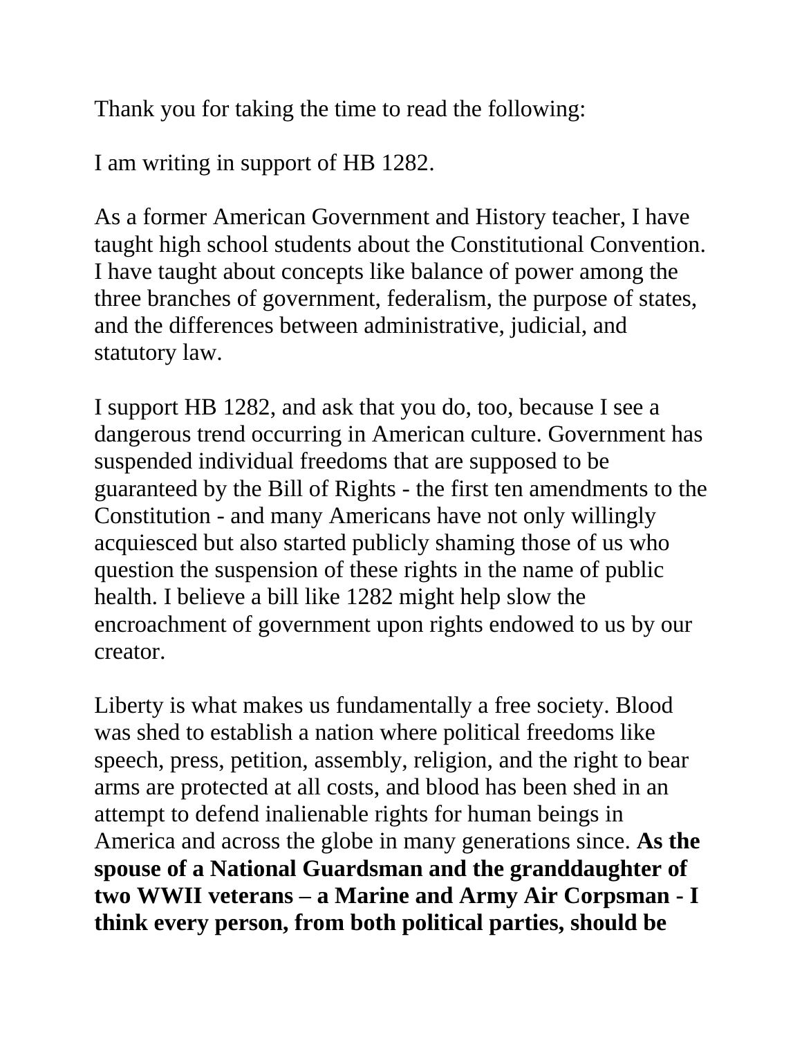Thank you for taking the time to read the following:

I am writing in support of HB 1282.

As a former American Government and History teacher, I have taught high school students about the Constitutional Convention. I have taught about concepts like balance of power among the three branches of government, federalism, the purpose of states, and the differences between administrative, judicial, and statutory law.

I support HB 1282, and ask that you do, too, because I see a dangerous trend occurring in American culture. Government has suspended individual freedoms that are supposed to be guaranteed by the Bill of Rights - the first ten amendments to the Constitution - and many Americans have not only willingly acquiesced but also started publicly shaming those of us who question the suspension of these rights in the name of public health. I believe a bill like 1282 might help slow the encroachment of government upon rights endowed to us by our creator.

Liberty is what makes us fundamentally a free society. Blood was shed to establish a nation where political freedoms like speech, press, petition, assembly, religion, and the right to bear arms are protected at all costs, and blood has been shed in an attempt to defend inalienable rights for human beings in America and across the globe in many generations since. **As the spouse of a National Guardsman and the granddaughter of two WWII veterans – a Marine and Army Air Corpsman - I think every person, from both political parties, should be**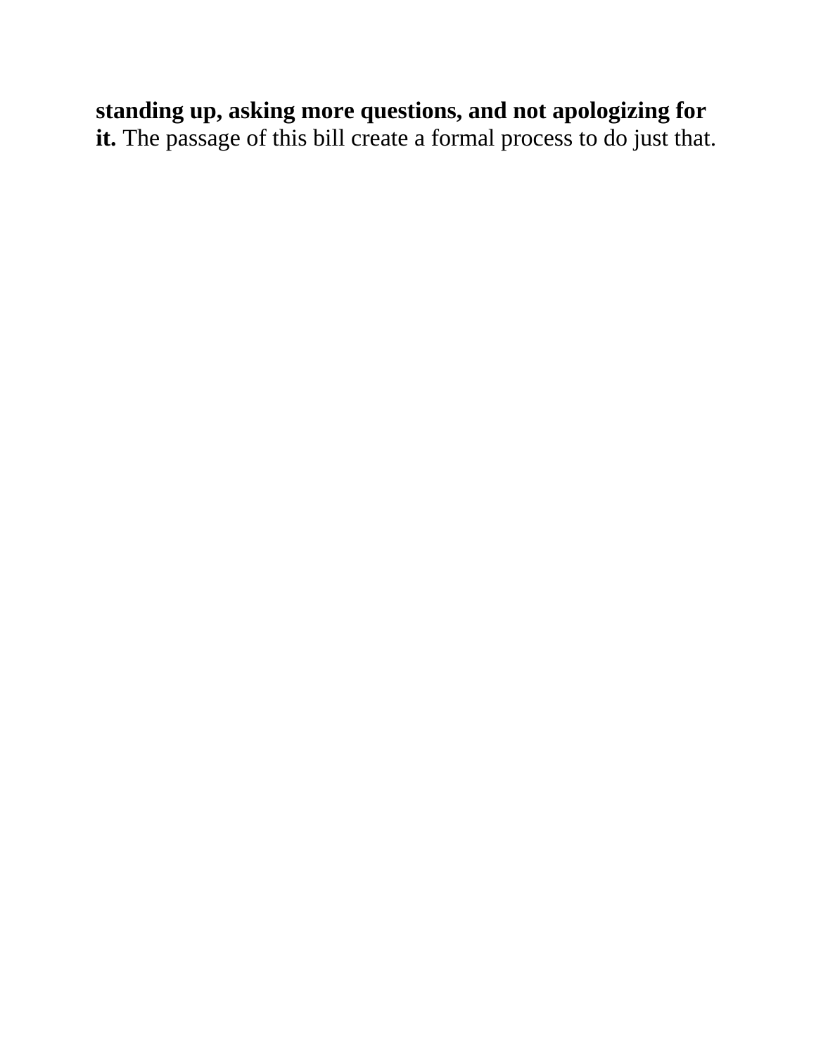**standing up, asking more questions, and not apologizing for it.** The passage of this bill create a formal process to do just that.